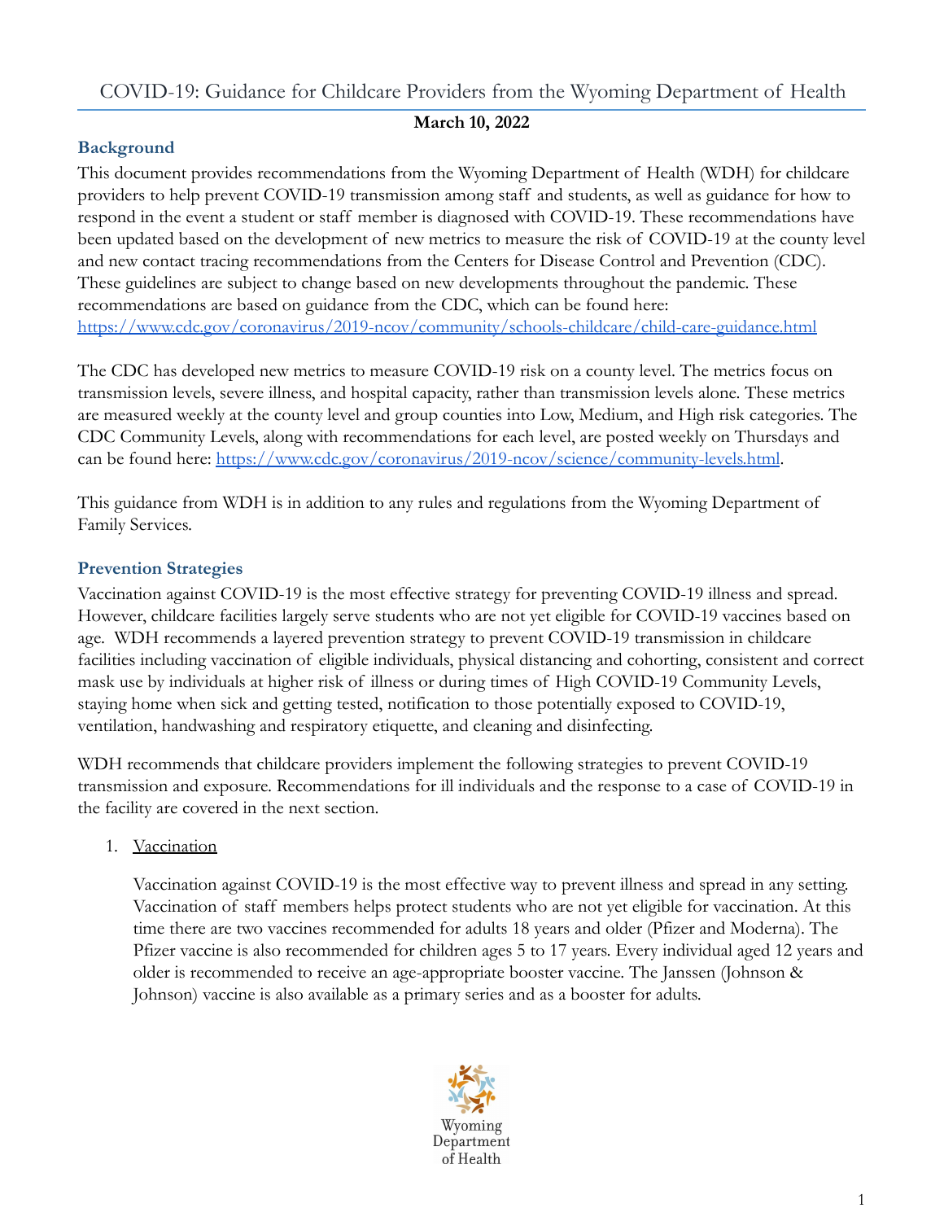# COVID-19: Guidance for Childcare Providers from the Wyoming Department of Health

**March 10, 2022**

## Background

This document provides recommendations from the Wyoming Department of Health (WDH) for childcare providers to help prevent COVID-19 transmission among staff and students, as well as guidance for how to respond in the event a student or staff member is diagnosed with COVID-19. These recommendations have been updated based on the development of new metrics to measure the risk of COVID-19 at the county level and new contact tracing recommendations from the Centers for Disease Control and Prevention (CDC). These guidelines are subject to change based on new developments throughout the pandemic. These recommendations are based on guidance from the CDC, which can be found here: https://www.cdc.gov/coronavirus/2019-ncov/community/schools-childcare/child-care-guidance.html

The CDC has developed new metrics to measure COVID-19 risk on a county level. The metrics focus on transmission levels, severe illness, and hospital capacity, rather than transmission levels alone. These metrics are measured weekly at the county level and group counties into Low, Medium, and High risk categories. The CDC Community Levels, along with recommendations for each level, are posted weekly on Thursdays and can be found here: https://www.cdc.gov/coronavirus/2019-ncov/science/community-levels.html.

This guidance from WDH is in addition to any rules and regulations from the Wyoming Department of Family Services.

## Prevention Strategies

Vaccination against COVID-19 is the most effective strategy for preventing COVID-19 illness and spread. However, childcare facilities largely serve students who are not yet eligible for COVID-19 vaccines based on age. WDH recommends a layered prevention strategy to prevent COVID-19 transmission in childcare facilities including vaccination of eligible individuals, physical distancing and cohorting, consistent and correct mask use by individuals at higher risk of illness or during times of High COVID-19 Community Levels, staying home when sick and getting tested, notification to those potentially exposed to COVID-19, ventilation, handwashing and respiratory etiquette, and cleaning and disinfecting.

WDH recommends that childcare providers implement the following strategies to prevent COVID-19 transmission and exposure. Recommendations for ill individuals and the response to a case of COVID-19 in the facility are covered in the next section.

1. Vaccination

   Vaccination against COVID-19 is the most effective way to prevent illness and spread in any setting. Vaccination of staff members helps protect students who are not yet eligible for vaccination. At this time there are two vaccines recommended for adults 18 years and older (Pfizer and Moderna). The Pfizer vaccine is also recommended for children ages 5 to 17 years. Every individual aged 12 years and older is recommended to receive an age-appropriate booster vaccine. The Janssen (Johnson & Johnson) vaccine is also available as a primary series and as a booster for adults.

Wyoming Department of Health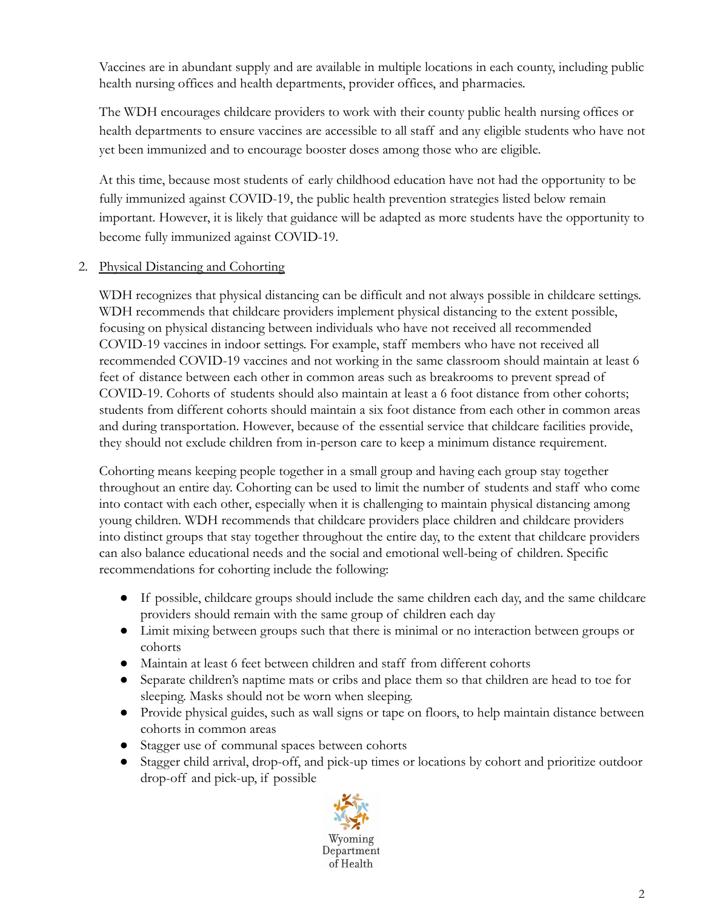Vaccines are in abundant supply and are available in multiple locations in each county, including public health nursing offices and health departments, provider offices, and pharmacies.

The WDH encourages childcare providers to work with their county public health nursing offices or health departments to ensure vaccines are accessible to all staff and any eligible students who have not yet been immunized and to encourage booster doses among those who are eligible.

At this time, because most students of early childhood education have not had the opportunity to be fully immunized against COVID-19, the public health prevention strategies listed below remain important. However, it is likely that guidance will be adapted as more students have the opportunity to become fully immunized against COVID-19.

2. Physical Distancing and Cohorting

WDH recognizes that physical distancing can be difficult and not always possible in childcare settings. WDH recommends that childcare providers implement physical distancing to the extent possible, focusing on physical distancing between individuals who have not received all recommended COVID-19 vaccines in indoor settings. For example, staff members who have not received all recommended COVID-19 vaccines and not working in the same classroom should maintain at least 6 feet of distance between each other in common areas such as breakrooms to prevent spread of COVID-19. Cohorts of students should also maintain at least a 6 foot distance from other cohorts; students from different cohorts should maintain a six foot distance from each other in common areas and during transportation. However, because of the essential service that childcare facilities provide, they should not exclude children from in-person care to keep a minimum distance requirement.

Cohorting means keeping people together in a small group and having each group stay together throughout an entire day. Cohorting can be used to limit the number of students and staff who come into contact with each other, especially when it is challenging to maintain physical distancing among young children. WDH recommends that childcare providers place children and childcare providers into distinct groups that stay together throughout the entire day, to the extent that childcare providers can also balance educational needs and the social and emotional well-being of children. Specific recommendations for cohorting include the following:

- If possible, childcare groups should include the same children each day, and the same childcare providers should remain with the same group of children each day
- Limit mixing between groups such that there is minimal or no interaction between groups or cohorts
- Maintain at least 6 feet between children and staff from different cohorts
- Separate children's naptime mats or cribs and place them so that children are head to toe for sleeping. Masks should not be worn when sleeping.
- Provide physical guides, such as wall signs or tape on floors, to help maintain distance between cohorts in common areas
- Stagger use of communal spaces between cohorts
- Stagger child arrival, drop-off, and pick-up times or locations by cohort and prioritize outdoor drop-off and pick-up, if possible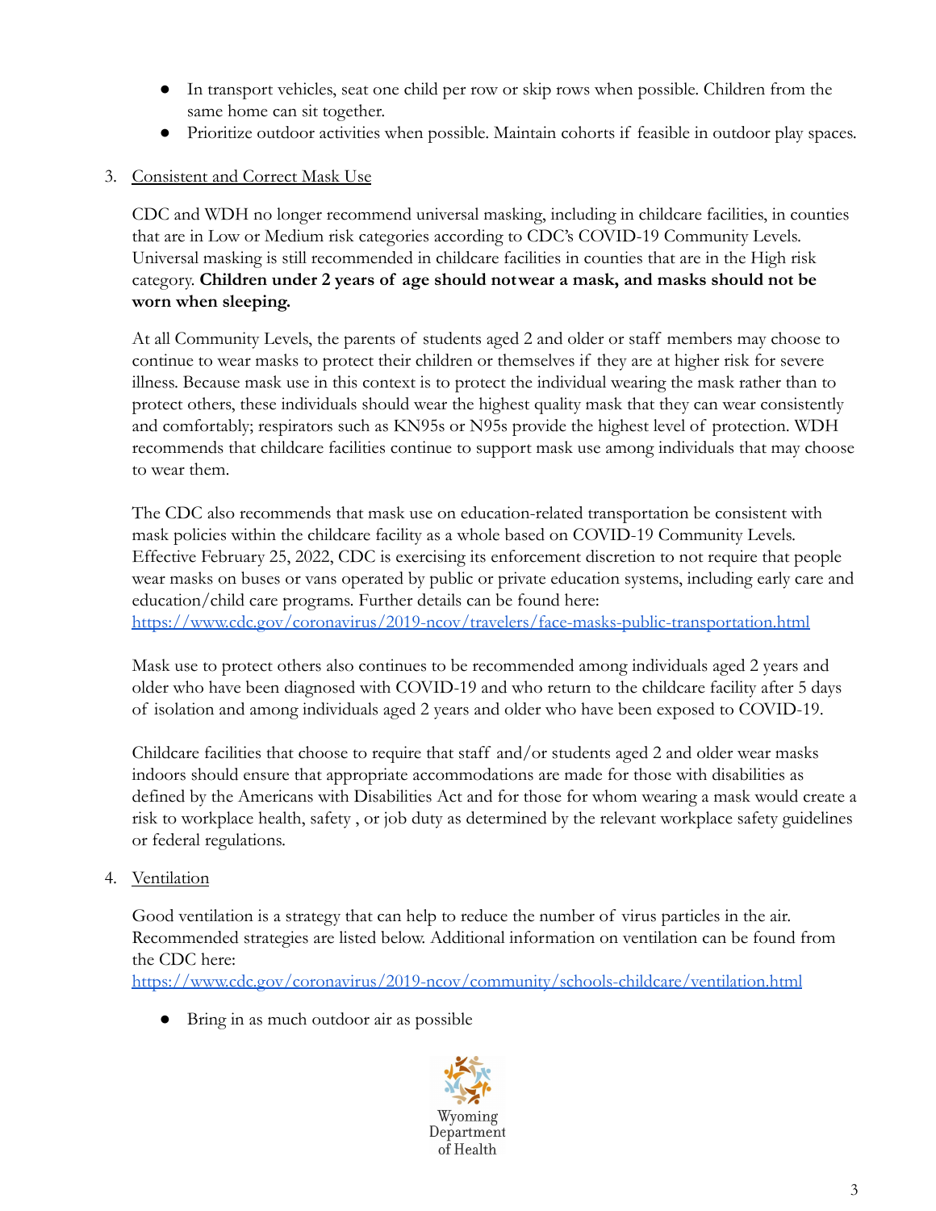- In transport vehicles, seat one child per row or skip rows when possible. Children from the same home can sit together.
- Prioritize outdoor activities when possible. Maintain cohorts if feasible in outdoor play spaces.

3. Consistent and Correct Mask Use

CDC and WDH no longer recommend universal masking, including in childcare facilities, in counties that are in Low or Medium risk categories according to CDC's COVID-19 Community Levels. Universal masking is still recommended in childcare facilities in counties that are in the High risk category. **Children under 2 years of age should notwear a mask, and masks should not be worn when sleeping.**

At all Community Levels, the parents of students aged 2 and older or staff members may choose to continue to wear masks to protect their children or themselves if they are at higher risk for severe illness. Because mask use in this context is to protect the individual wearing the mask rather than to protect others, these individuals should wear the highest quality mask that they can wear consistently and comfortably; respirators such as KN95s or N95s provide the highest level of protection. WDH recommends that childcare facilities continue to support mask use among individuals that may choose to wear them.

The CDC also recommends that mask use on education-related transportation be consistent with mask policies within the childcare facility as a whole based on COVID-19 Community Levels. Effective February 25, 2022, CDC is exercising its enforcement discretion to not require that people wear masks on buses or vans operated by public or private education systems, including early care and education/child care programs. Further details can be found here: https://www.cdc.gov/coronavirus/2019-ncov/travelers/face-masks-public-transportation.html

Mask use to protect others also continues to be recommended among individuals aged 2 years and older who have been diagnosed with COVID-19 and who return to the childcare facility after 5 days of isolation and among individuals aged 2 years and older who have been exposed to COVID-19.

Childcare facilities that choose to require that staff and/or students aged 2 and older wear masks indoors should ensure that appropriate accommodations are made for those with disabilities as defined by the Americans with Disabilities Act and for those for whom wearing a mask would create a risk to workplace health, safety , or job duty as determined by the relevant workplace safety guidelines or federal regulations.

4. Ventilation

Good ventilation is a strategy that can help to reduce the number of virus particles in the air. Recommended strategies are listed below. Additional information on ventilation can be found from the CDC here: https://www.cdc.gov/coronavirus/2019-ncov/community/schools-childcare/ventilation.html

- Bring in as much outdoor air as possible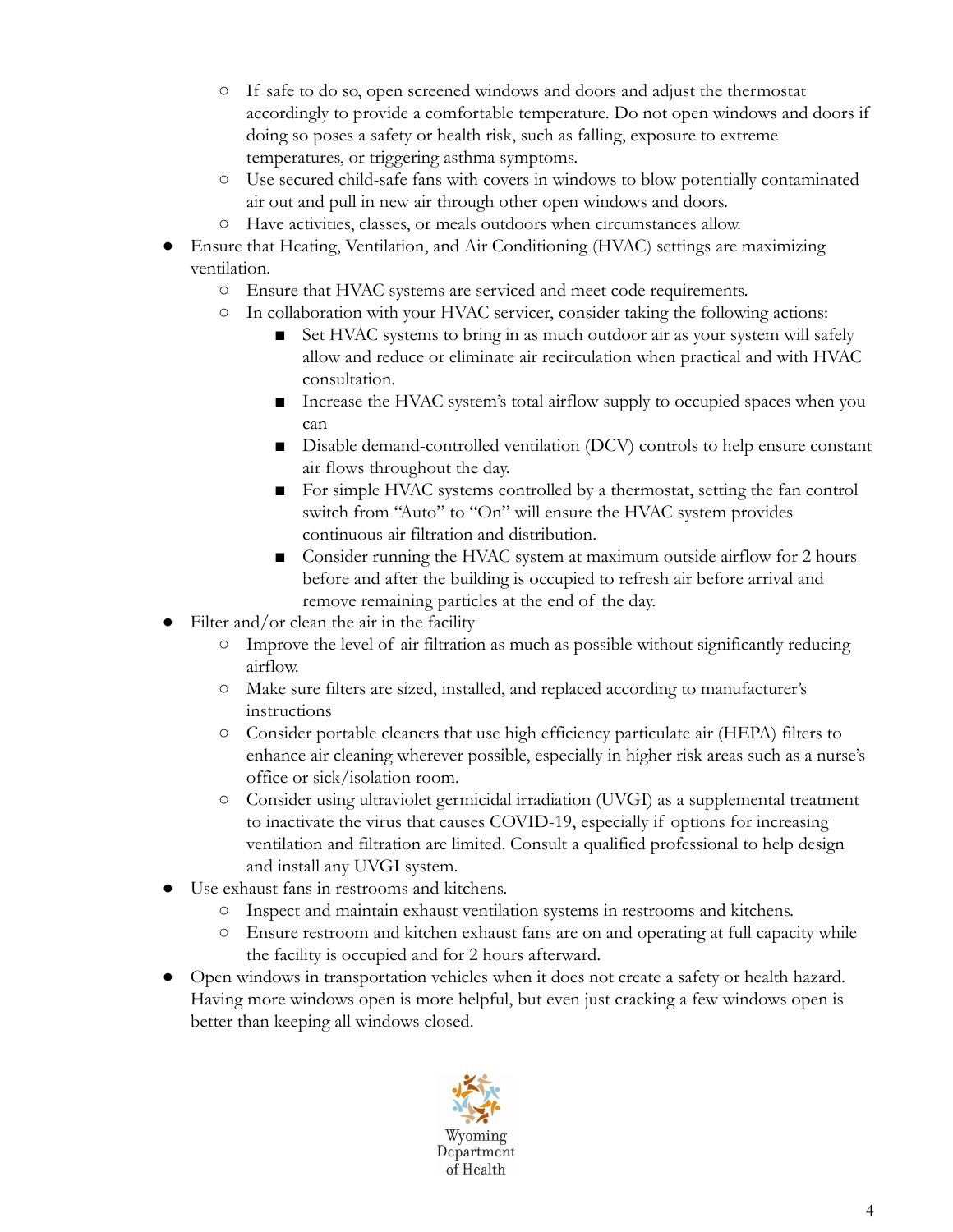- If safe to do so, open screened windows and doors and adjust the thermostat accordingly to provide a comfortable temperature. Do not open windows and doors if doing so poses a safety or health risk, such as falling, exposure to extreme temperatures, or triggering asthma symptoms.
    - Use secured child-safe fans with covers in windows to blow potentially contaminated air out and pull in new air through other open windows and doors.
    - Have activities, classes, or meals outdoors when circumstances allow.
- Ensure that Heating, Ventilation, and Air Conditioning (HVAC) settings are maximizing ventilation.
    - Ensure that HVAC systems are serviced and meet code requirements.
    - In collaboration with your HVAC servicer, consider taking the following actions:
        - Set HVAC systems to bring in as much outdoor air as your system will safely allow and reduce or eliminate air recirculation when practical and with HVAC consultation.
        - Increase the HVAC system's total airflow supply to occupied spaces when you can
        - Disable demand-controlled ventilation (DCV) controls to help ensure constant air flows throughout the day.
        - For simple HVAC systems controlled by a thermostat, setting the fan control switch from "Auto" to "On" will ensure the HVAC system provides continuous air filtration and distribution.
        - Consider running the HVAC system at maximum outside airflow for 2 hours before and after the building is occupied to refresh air before arrival and remove remaining particles at the end of the day.
- Filter and/or clean the air in the facility
    - Improve the level of air filtration as much as possible without significantly reducing airflow.
    - Make sure filters are sized, installed, and replaced according to manufacturer's instructions
    - Consider portable cleaners that use high efficiency particulate air (HEPA) filters to enhance air cleaning wherever possible, especially in higher risk areas such as a nurse's office or sick/isolation room.
    - Consider using ultraviolet germicidal irradiation (UVGI) as a supplemental treatment to inactivate the virus that causes COVID-19, especially if options for increasing ventilation and filtration are limited. Consult a qualified professional to help design and install any UVGI system.
- Use exhaust fans in restrooms and kitchens.
    - Inspect and maintain exhaust ventilation systems in restrooms and kitchens.
    - Ensure restroom and kitchen exhaust fans are on and operating at full capacity while the facility is occupied and for 2 hours afterward.
- Open windows in transportation vehicles when it does not create a safety or health hazard. Having more windows open is more helpful, but even just cracking a few windows open is better than keeping all windows closed.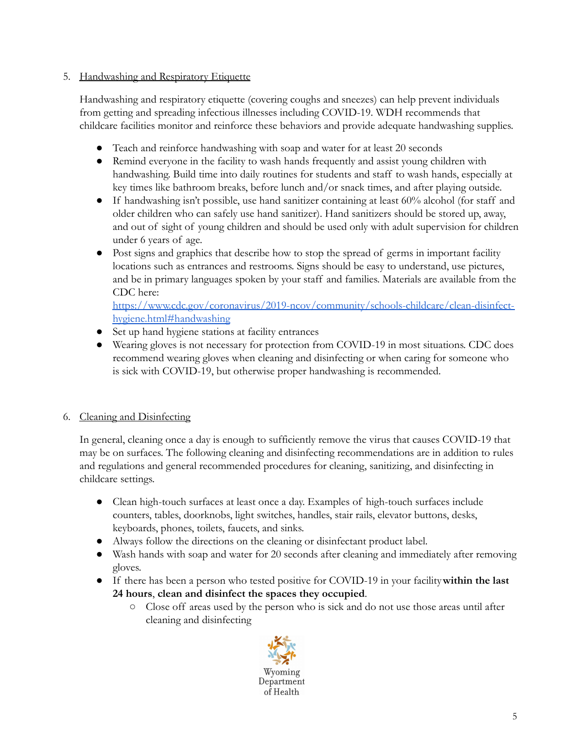5. Handwashing and Respiratory Etiquette

   Handwashing and respiratory etiquette (covering coughs and sneezes) can help prevent individuals from getting and spreading infectious illnesses including COVID-19. WDH recommends that childcare facilities monitor and reinforce these behaviors and provide adequate handwashing supplies.

   - Teach and reinforce handwashing with soap and water for at least 20 seconds
   - Remind everyone in the facility to wash hands frequently and assist young children with handwashing. Build time into daily routines for students and staff to wash hands, especially at key times like bathroom breaks, before lunch and/or snack times, and after playing outside.
   - If handwashing isn't possible, use hand sanitizer containing at least 60% alcohol (for staff and older children who can safely use hand sanitizer). Hand sanitizers should be stored up, away, and out of sight of young children and should be used only with adult supervision for children under 6 years of age.
   - Post signs and graphics that describe how to stop the spread of germs in important facility locations such as entrances and restrooms. Signs should be easy to understand, use pictures, and be in primary languages spoken by your staff and families. Materials are available from the CDC here: [https://www.cdc.gov/coronavirus/2019-ncov/community/schools-childcare/clean-disinfect-hygiene.html#handwashing](https://www.cdc.gov/coronavirus/2019-ncov/community/schools-childcare/clean-disinfect-hygiene.html#handwashing)
   - Set up hand hygiene stations at facility entrances
   - Wearing gloves is not necessary for protection from COVID-19 in most situations. CDC does recommend wearing gloves when cleaning and disinfecting or when caring for someone who is sick with COVID-19, but otherwise proper handwashing is recommended.

6. Cleaning and Disinfecting

   In general, cleaning once a day is enough to sufficiently remove the virus that causes COVID-19 that may be on surfaces. The following cleaning and disinfecting recommendations are in addition to rules and regulations and general recommended procedures for cleaning, sanitizing, and disinfecting in childcare settings.

   - Clean high-touch surfaces at least once a day. Examples of high-touch surfaces include counters, tables, doorknobs, light switches, handles, stair rails, elevator buttons, desks, keyboards, phones, toilets, faucets, and sinks.
   - Always follow the directions on the cleaning or disinfectant product label.
   - Wash hands with soap and water for 20 seconds after cleaning and immediately after removing gloves.
   - If there has been a person who tested positive for COVID-19 in your facility **within the last 24 hours**, **clean and disinfect the spaces they occupied**.
     - Close off areas used by the person who is sick and do not use those areas until after cleaning and disinfecting

Wyoming Department of Health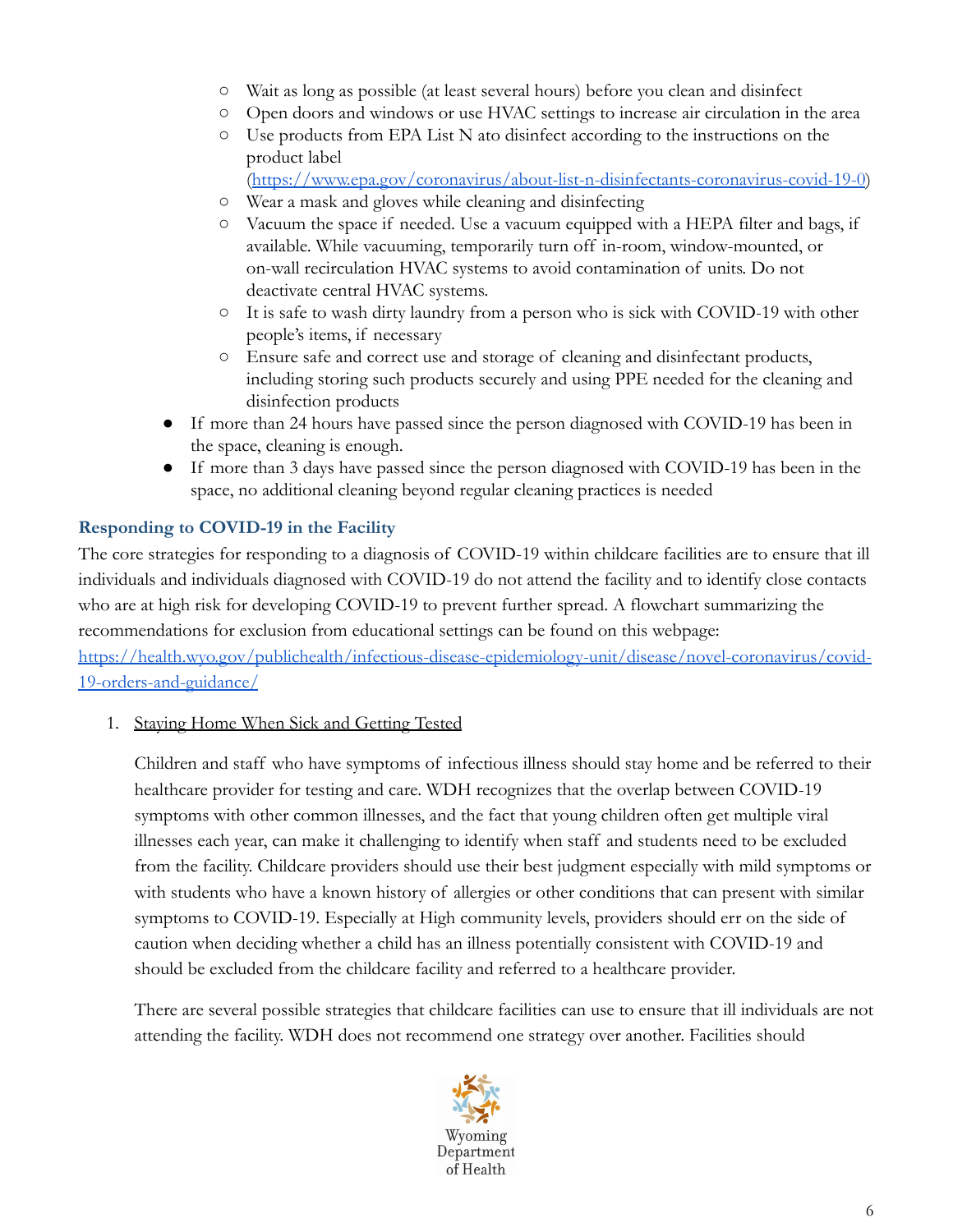- Wait as long as possible (at least several hours) before you clean and disinfect
    - Open doors and windows or use HVAC settings to increase air circulation in the area
    - Use products from EPA List N ato disinfect according to the instructions on the product label (https://www.epa.gov/coronavirus/about-list-n-disinfectants-coronavirus-covid-19-0)
    - Wear a mask and gloves while cleaning and disinfecting
    - Vacuum the space if needed. Use a vacuum equipped with a HEPA filter and bags, if available. While vacuuming, temporarily turn off in-room, window-mounted, or on-wall recirculation HVAC systems to avoid contamination of units. Do not deactivate central HVAC systems.
    - It is safe to wash dirty laundry from a person who is sick with COVID-19 with other people's items, if necessary
    - Ensure safe and correct use and storage of cleaning and disinfectant products, including storing such products securely and using PPE needed for the cleaning and disinfection products
- If more than 24 hours have passed since the person diagnosed with COVID-19 has been in the space, cleaning is enough.
- If more than 3 days have passed since the person diagnosed with COVID-19 has been in the space, no additional cleaning beyond regular cleaning practices is needed

### Responding to COVID-19 in the Facility

The core strategies for responding to a diagnosis of COVID-19 within childcare facilities are to ensure that ill individuals and individuals diagnosed with COVID-19 do not attend the facility and to identify close contacts who are at high risk for developing COVID-19 to prevent further spread. A flowchart summarizing the recommendations for exclusion from educational settings can be found on this webpage: https://health.wyo.gov/publichealth/infectious-disease-epidemiology-unit/disease/novel-coronavirus/covid-19-orders-and-guidance/

1. <u>Staying Home When Sick and Getting Tested</u>

   Children and staff who have symptoms of infectious illness should stay home and be referred to their healthcare provider for testing and care. WDH recognizes that the overlap between COVID-19 symptoms with other common illnesses, and the fact that young children often get multiple viral illnesses each year, can make it challenging to identify when staff and students need to be excluded from the facility. Childcare providers should use their best judgment especially with mild symptoms or with students who have a known history of allergies or other conditions that can present with similar symptoms to COVID-19. Especially at High community levels, providers should err on the side of caution when deciding whether a child has an illness potentially consistent with COVID-19 and should be excluded from the childcare facility and referred to a healthcare provider.

   There are several possible strategies that childcare facilities can use to ensure that ill individuals are not attending the facility. WDH does not recommend one strategy over another. Facilities should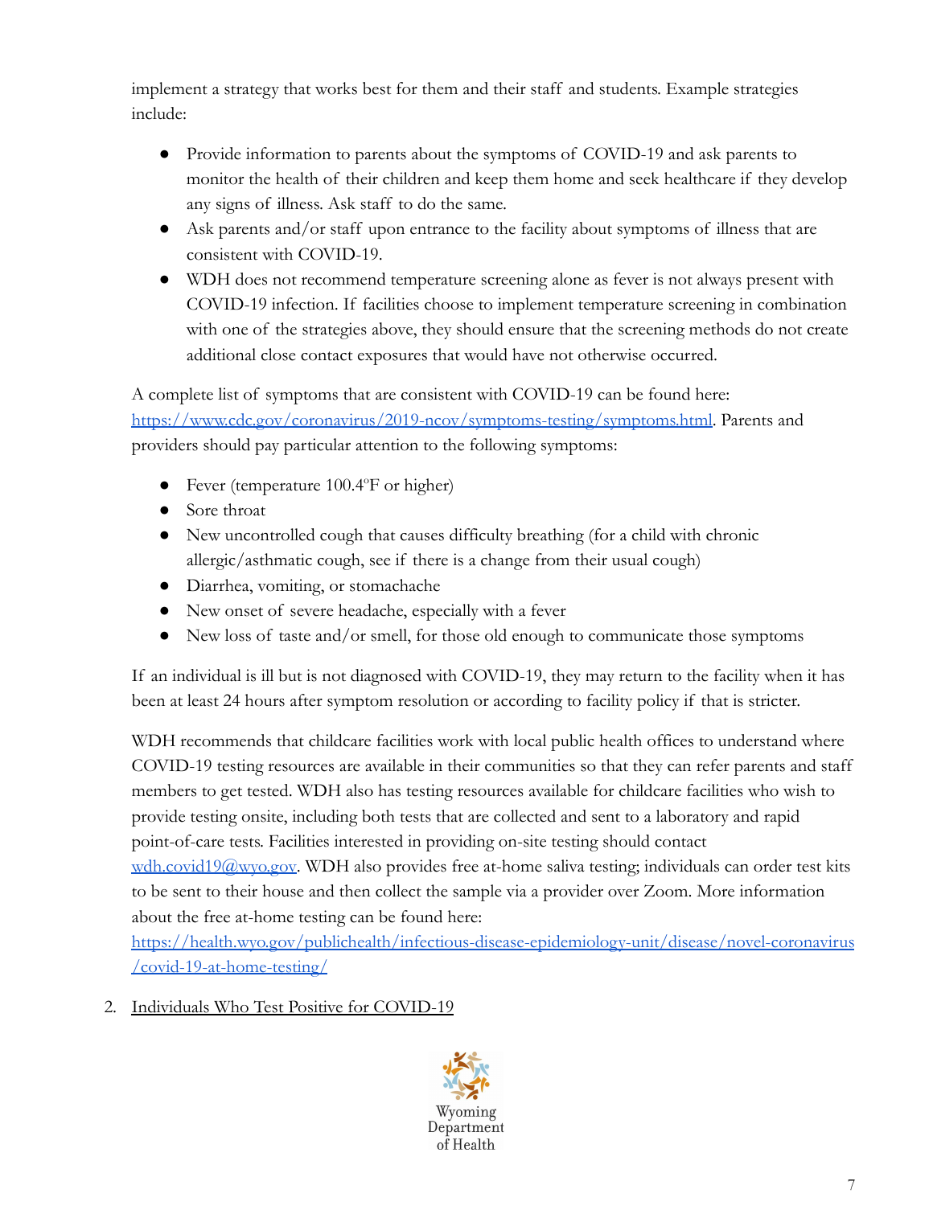implement a strategy that works best for them and their staff and students. Example strategies include:

- Provide information to parents about the symptoms of COVID-19 and ask parents to monitor the health of their children and keep them home and seek healthcare if they develop any signs of illness. Ask staff to do the same.
- Ask parents and/or staff upon entrance to the facility about symptoms of illness that are consistent with COVID-19.
- WDH does not recommend temperature screening alone as fever is not always present with COVID-19 infection. If facilities choose to implement temperature screening in combination with one of the strategies above, they should ensure that the screening methods do not create additional close contact exposures that would have not otherwise occurred.

A complete list of symptoms that are consistent with COVID-19 can be found here: https://www.cdc.gov/coronavirus/2019-ncov/symptoms-testing/symptoms.html. Parents and providers should pay particular attention to the following symptoms:

- Fever (temperature 100.4°F or higher)
- Sore throat
- New uncontrolled cough that causes difficulty breathing (for a child with chronic allergic/asthmatic cough, see if there is a change from their usual cough)
- Diarrhea, vomiting, or stomachache
- New onset of severe headache, especially with a fever
- New loss of taste and/or smell, for those old enough to communicate those symptoms

If an individual is ill but is not diagnosed with COVID-19, they may return to the facility when it has been at least 24 hours after symptom resolution or according to facility policy if that is stricter.

WDH recommends that childcare facilities work with local public health offices to understand where COVID-19 testing resources are available in their communities so that they can refer parents and staff members to get tested. WDH also has testing resources available for childcare facilities who wish to provide testing onsite, including both tests that are collected and sent to a laboratory and rapid point-of-care tests. Facilities interested in providing on-site testing should contact wdh.covid19@wyo.gov. WDH also provides free at-home saliva testing; individuals can order test kits to be sent to their house and then collect the sample via a provider over Zoom. More information about the free at-home testing can be found here: https://health.wyo.gov/publichealth/infectious-disease-epidemiology-unit/disease/novel-coronavirus/covid-19-at-home-testing/

2. Individuals Who Test Positive for COVID-19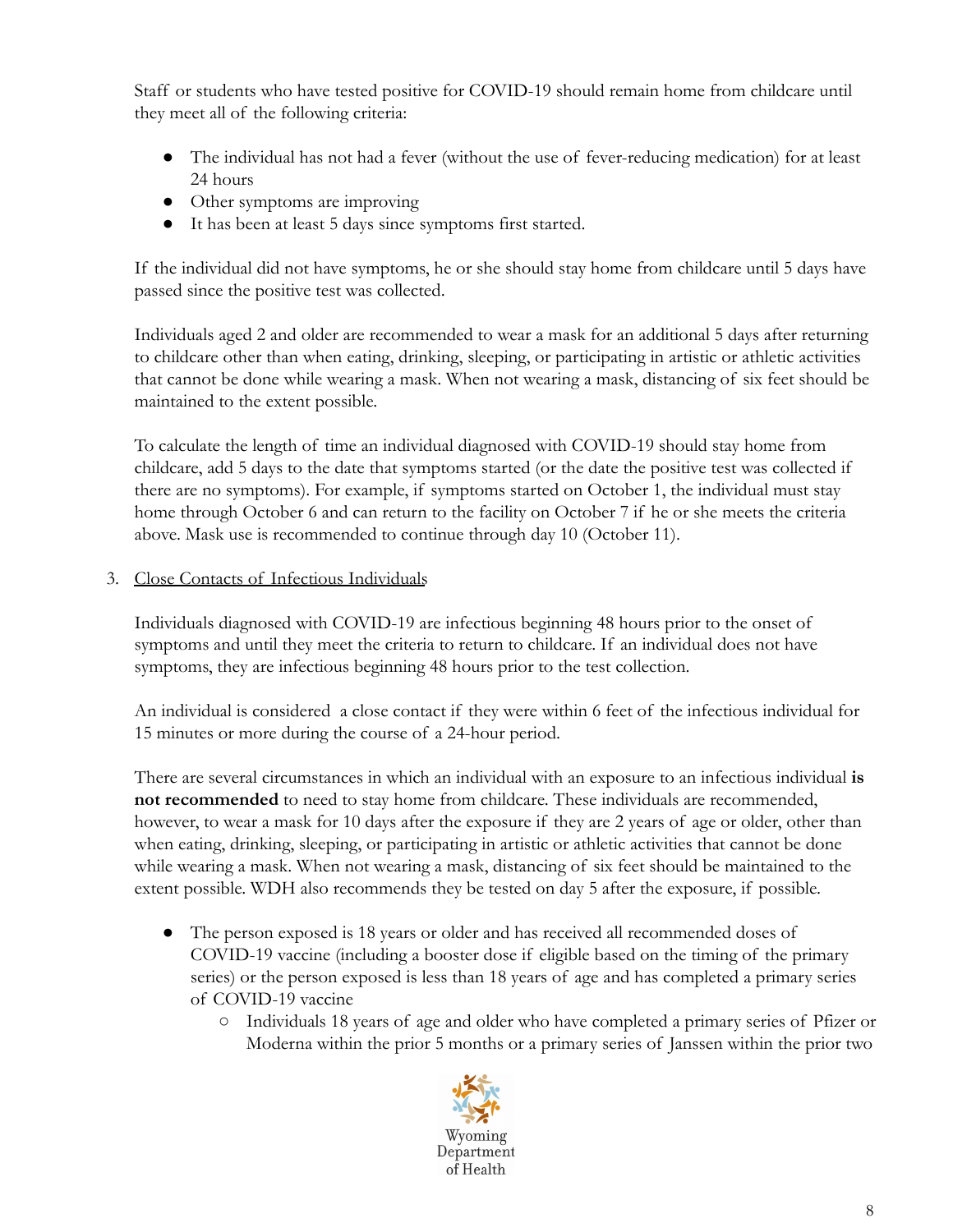Staff or students who have tested positive for COVID-19 should remain home from childcare until they meet all of the following criteria:

- The individual has not had a fever (without the use of fever-reducing medication) for at least 24 hours
- Other symptoms are improving
- It has been at least 5 days since symptoms first started.

If the individual did not have symptoms, he or she should stay home from childcare until 5 days have passed since the positive test was collected.

Individuals aged 2 and older are recommended to wear a mask for an additional 5 days after returning to childcare other than when eating, drinking, sleeping, or participating in artistic or athletic activities that cannot be done while wearing a mask. When not wearing a mask, distancing of six feet should be maintained to the extent possible.

To calculate the length of time an individual diagnosed with COVID-19 should stay home from childcare, add 5 days to the date that symptoms started (or the date the positive test was collected if there are no symptoms). For example, if symptoms started on October 1, the individual must stay home through October 6 and can return to the facility on October 7 if he or she meets the criteria above. Mask use is recommended to continue through day 10 (October 11).

3. Close Contacts of Infectious Individuals

Individuals diagnosed with COVID-19 are infectious beginning 48 hours prior to the onset of symptoms and until they meet the criteria to return to childcare. If an individual does not have symptoms, they are infectious beginning 48 hours prior to the test collection.

An individual is considered a close contact if they were within 6 feet of the infectious individual for 15 minutes or more during the course of a 24-hour period.

There are several circumstances in which an individual with an exposure to an infectious individual **is not recommended** to need to stay home from childcare. These individuals are recommended, however, to wear a mask for 10 days after the exposure if they are 2 years of age or older, other than when eating, drinking, sleeping, or participating in artistic or athletic activities that cannot be done while wearing a mask. When not wearing a mask, distancing of six feet should be maintained to the extent possible. WDH also recommends they be tested on day 5 after the exposure, if possible.

- The person exposed is 18 years or older and has received all recommended doses of COVID-19 vaccine (including a booster dose if eligible based on the timing of the primary series) or the person exposed is less than 18 years of age and has completed a primary series of COVID-19 vaccine
  - Individuals 18 years of age and older who have completed a primary series of Pfizer or Moderna within the prior 5 months or a primary series of Janssen within the prior two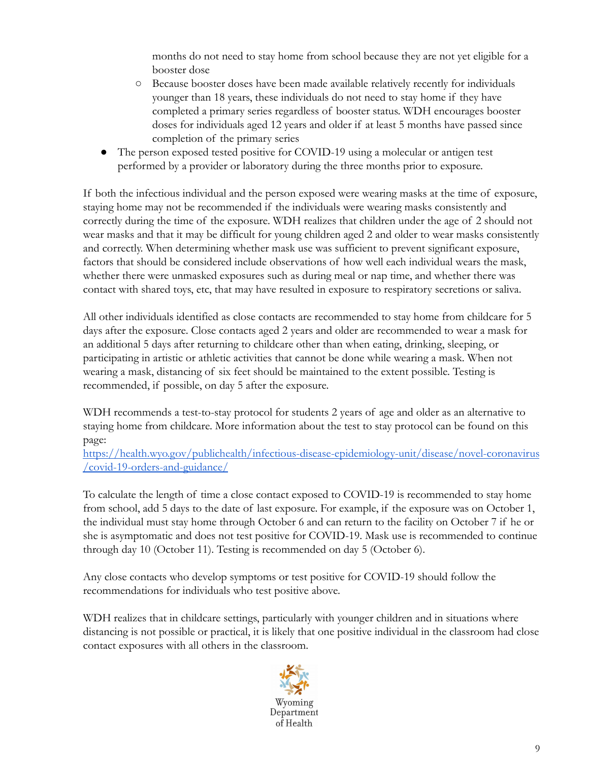months do not need to stay home from school because they are not yet eligible for a booster dose
    - Because booster doses have been made available relatively recently for individuals younger than 18 years, these individuals do not need to stay home if they have completed a primary series regardless of booster status. WDH encourages booster doses for individuals aged 12 years and older if at least 5 months have passed since completion of the primary series
- The person exposed tested positive for COVID-19 using a molecular or antigen test performed by a provider or laboratory during the three months prior to exposure.

If both the infectious individual and the person exposed were wearing masks at the time of exposure, staying home may not be recommended if the individuals were wearing masks consistently and correctly during the time of the exposure. WDH realizes that children under the age of 2 should not wear masks and that it may be difficult for young children aged 2 and older to wear masks consistently and correctly. When determining whether mask use was sufficient to prevent significant exposure, factors that should be considered include observations of how well each individual wears the mask, whether there were unmasked exposures such as during meal or nap time, and whether there was contact with shared toys, etc, that may have resulted in exposure to respiratory secretions or saliva.

All other individuals identified as close contacts are recommended to stay home from childcare for 5 days after the exposure. Close contacts aged 2 years and older are recommended to wear a mask for an additional 5 days after returning to childcare other than when eating, drinking, sleeping, or participating in artistic or athletic activities that cannot be done while wearing a mask. When not wearing a mask, distancing of six feet should be maintained to the extent possible. Testing is recommended, if possible, on day 5 after the exposure.

WDH recommends a test-to-stay protocol for students 2 years of age and older as an alternative to staying home from childcare. More information about the test to stay protocol can be found on this page:
[https://health.wyo.gov/publichealth/infectious-disease-epidemiology-unit/disease/novel-coronavirus/covid-19-orders-and-guidance/](https://health.wyo.gov/publichealth/infectious-disease-epidemiology-unit/disease/novel-coronavirus/covid-19-orders-and-guidance/)

To calculate the length of time a close contact exposed to COVID-19 is recommended to stay home from school, add 5 days to the date of last exposure. For example, if the exposure was on October 1, the individual must stay home through October 6 and can return to the facility on October 7 if he or she is asymptomatic and does not test positive for COVID-19. Mask use is recommended to continue through day 10 (October 11). Testing is recommended on day 5 (October 6).

Any close contacts who develop symptoms or test positive for COVID-19 should follow the recommendations for individuals who test positive above.

WDH realizes that in childcare settings, particularly with younger children and in situations where distancing is not possible or practical, it is likely that one positive individual in the classroom had close contact exposures with all others in the classroom.

Wyoming Department of Health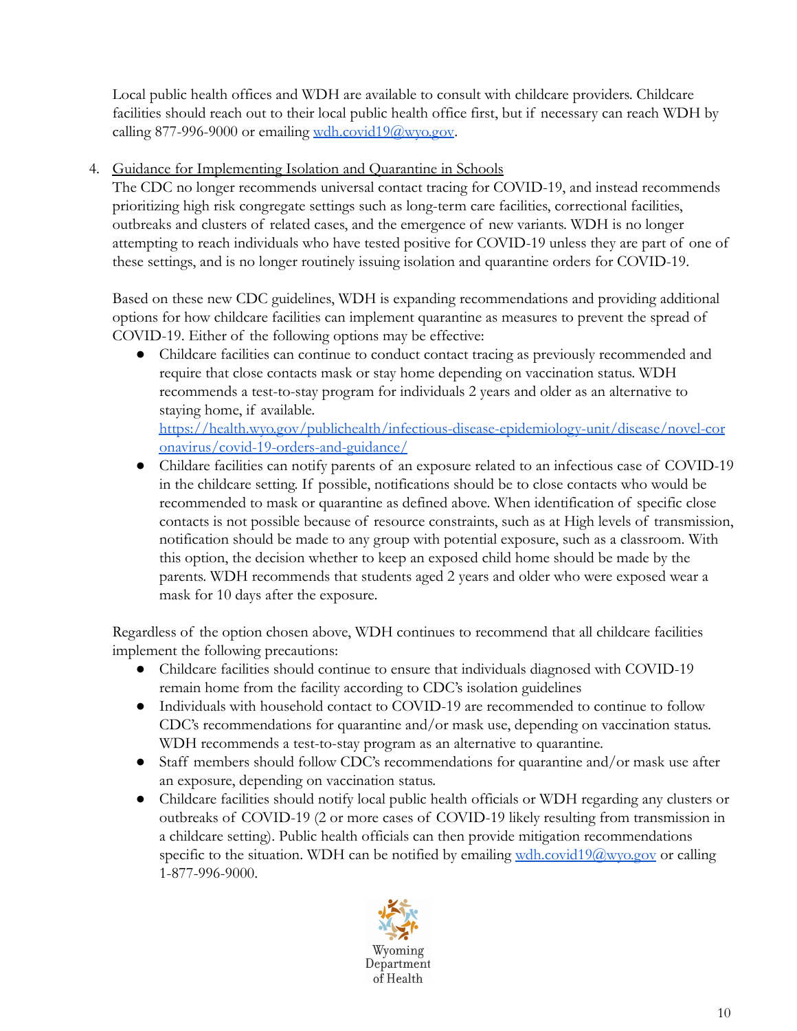Local public health offices and WDH are available to consult with childcare providers. Childcare facilities should reach out to their local public health office first, but if necessary can reach WDH by calling 877-996-9000 or emailing wdh.covid19@wyo.gov.

4. Guidance for Implementing Isolation and Quarantine in Schools

The CDC no longer recommends universal contact tracing for COVID-19, and instead recommends prioritizing high risk congregate settings such as long-term care facilities, correctional facilities, outbreaks and clusters of related cases, and the emergence of new variants. WDH is no longer attempting to reach individuals who have tested positive for COVID-19 unless they are part of one of these settings, and is no longer routinely issuing isolation and quarantine orders for COVID-19.

Based on these new CDC guidelines, WDH is expanding recommendations and providing additional options for how childcare facilities can implement quarantine as measures to prevent the spread of COVID-19. Either of the following options may be effective:

- Childcare facilities can continue to conduct contact tracing as previously recommended and require that close contacts mask or stay home depending on vaccination status. WDH recommends a test-to-stay program for individuals 2 years and older as an alternative to staying home, if available. https://health.wyo.gov/publichealth/infectious-disease-epidemiology-unit/disease/novel-coronavirus/covid-19-orders-and-guidance/
- Childare facilities can notify parents of an exposure related to an infectious case of COVID-19 in the childcare setting. If possible, notifications should be to close contacts who would be recommended to mask or quarantine as defined above. When identification of specific close contacts is not possible because of resource constraints, such as at High levels of transmission, notification should be made to any group with potential exposure, such as a classroom. With this option, the decision whether to keep an exposed child home should be made by the parents. WDH recommends that students aged 2 years and older who were exposed wear a mask for 10 days after the exposure.

Regardless of the option chosen above, WDH continues to recommend that all childcare facilities implement the following precautions:

- Childcare facilities should continue to ensure that individuals diagnosed with COVID-19 remain home from the facility according to CDC's isolation guidelines
- Individuals with household contact to COVID-19 are recommended to continue to follow CDC's recommendations for quarantine and/or mask use, depending on vaccination status. WDH recommends a test-to-stay program as an alternative to quarantine.
- Staff members should follow CDC's recommendations for quarantine and/or mask use after an exposure, depending on vaccination status.
- Childcare facilities should notify local public health officials or WDH regarding any clusters or outbreaks of COVID-19 (2 or more cases of COVID-19 likely resulting from transmission in a childcare setting). Public health officials can then provide mitigation recommendations specific to the situation. WDH can be notified by emailing wdh.covid19@wyo.gov or calling 1-877-996-9000.

Wyoming Department of Health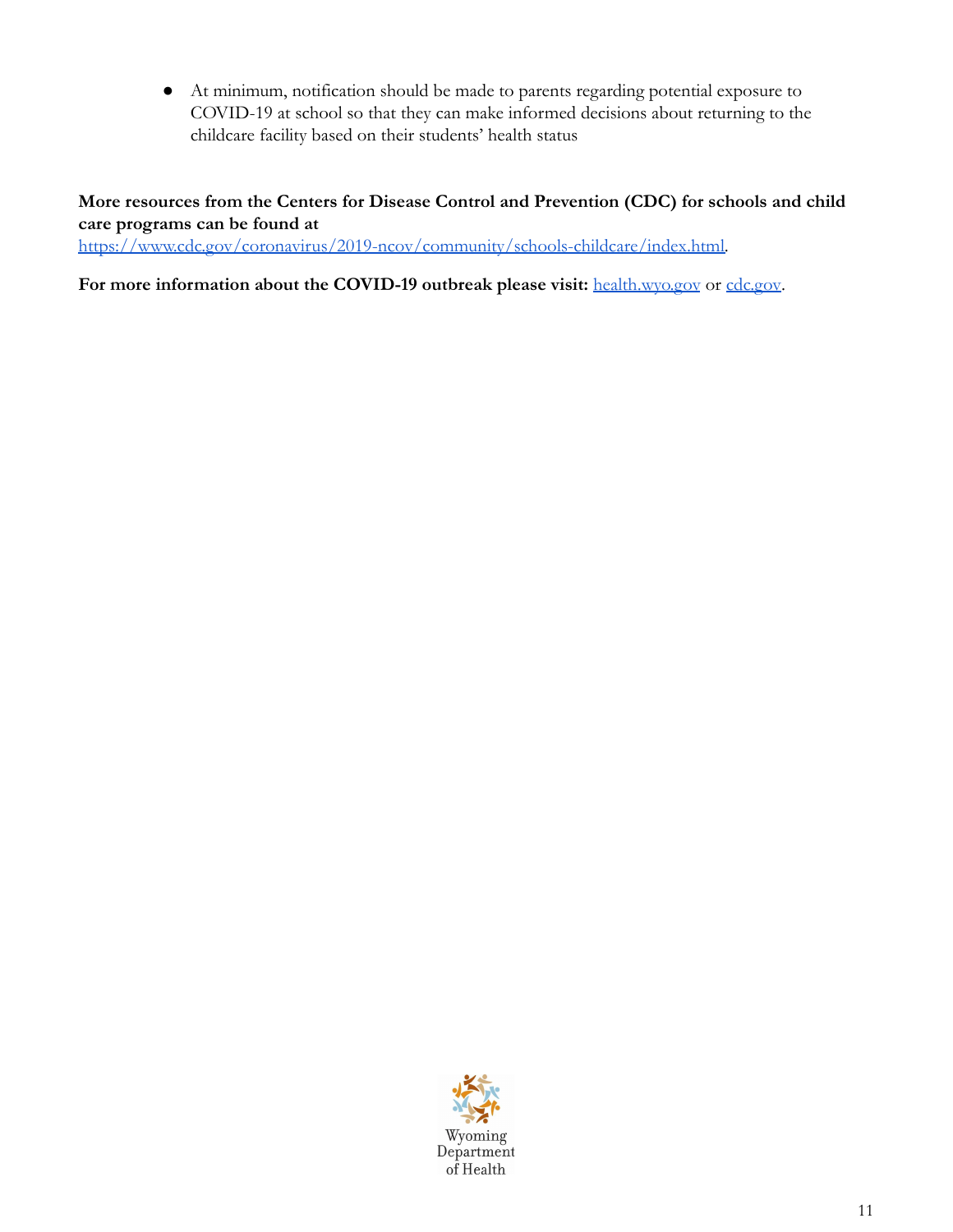- At minimum, notification should be made to parents regarding potential exposure to COVID-19 at school so that they can make informed decisions about returning to the childcare facility based on their students' health status

**More resources from the Centers for Disease Control and Prevention (CDC) for schools and child care programs can be found at** https://www.cdc.gov/coronavirus/2019-ncov/community/schools-childcare/index.html.

**For more information about the COVID-19 outbreak please visit:** health.wyo.gov or cdc.gov.

Wyoming Department of Health